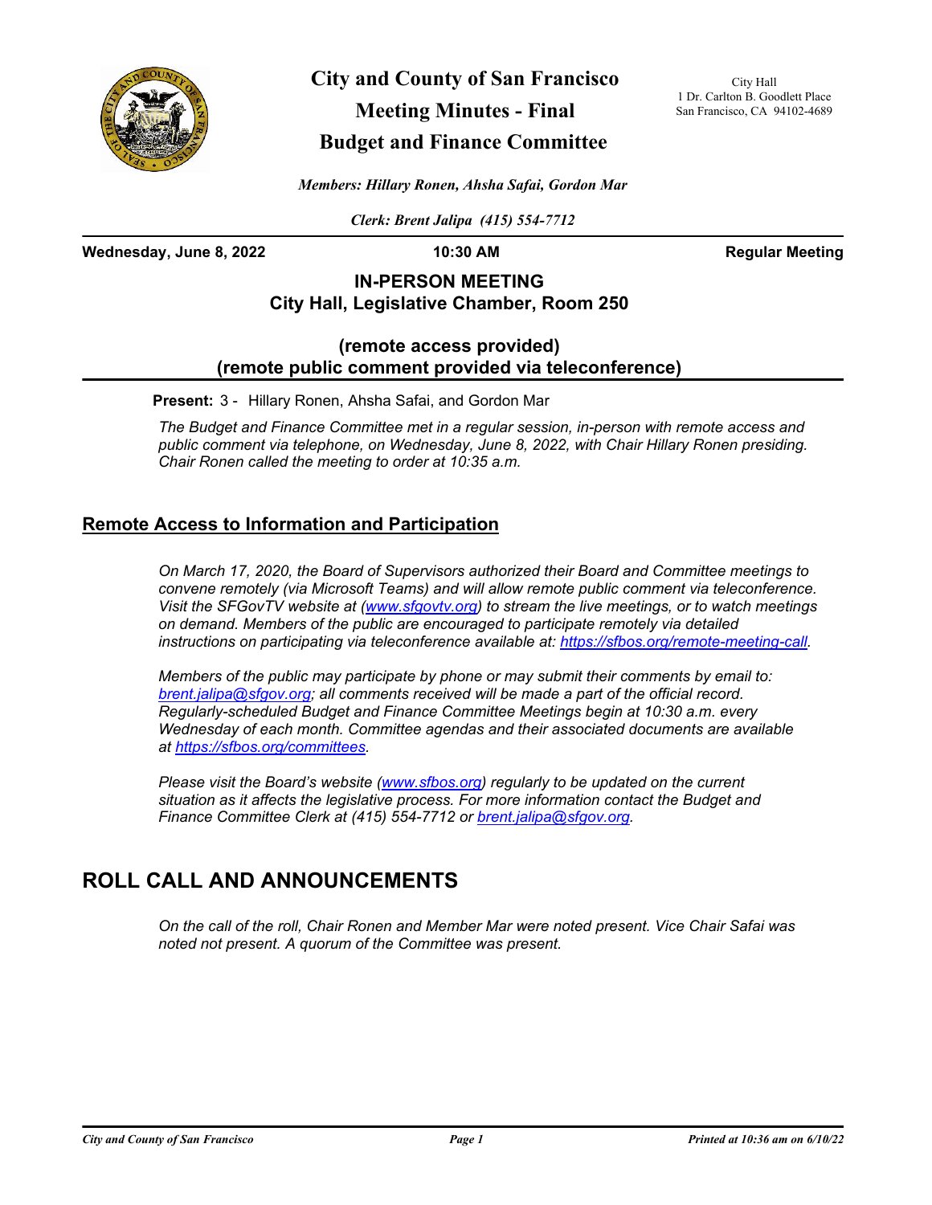# City and County of San Francisco
# Meeting Minutes - Final
# Budget and Finance Committee

City Hall
1 Dr. Carlton B. Goodlett Place
San Francisco, CA 94102-4689

*Members: Hillary Ronen, Ahsha Safai, Gordon Mar*

*Clerk: Brent Jalipa (415) 554-7712*

**Wednesday, June 8, 2022** | **10:30 AM** | **Regular Meeting**

**IN-PERSON MEETING**
**City Hall, Legislative Chamber, Room 250**

**(remote access provided)**
**(remote public comment provided via teleconference)**

**Present:** 3 - Hillary Ronen, Ahsha Safai, and Gordon Mar

*The Budget and Finance Committee met in a regular session, in-person with remote access and public comment via telephone, on Wednesday, June 8, 2022, with Chair Hillary Ronen presiding. Chair Ronen called the meeting to order at 10:35 a.m.*

## Remote Access to Information and Participation

*On March 17, 2020, the Board of Supervisors authorized their Board and Committee meetings to convene remotely (via Microsoft Teams) and will allow remote public comment via teleconference. Visit the SFGovTV website at (www.sfgovtv.org) to stream the live meetings, or to watch meetings on demand. Members of the public are encouraged to participate remotely via detailed instructions on participating via teleconference available at: https://sfbos.org/remote-meeting-call.*

*Members of the public may participate by phone or may submit their comments by email to: brent.jalipa@sfgov.org; all comments received will be made a part of the official record. Regularly-scheduled Budget and Finance Committee Meetings begin at 10:30 a.m. every Wednesday of each month. Committee agendas and their associated documents are available at https://sfbos.org/committees.*

*Please visit the Board's website (www.sfbos.org) regularly to be updated on the current situation as it affects the legislative process. For more information contact the Budget and Finance Committee Clerk at (415) 554-7712 or brent.jalipa@sfgov.org.*

# ROLL CALL AND ANNOUNCEMENTS

*On the call of the roll, Chair Ronen and Member Mar were noted present. Vice Chair Safai was noted not present. A quorum of the Committee was present.*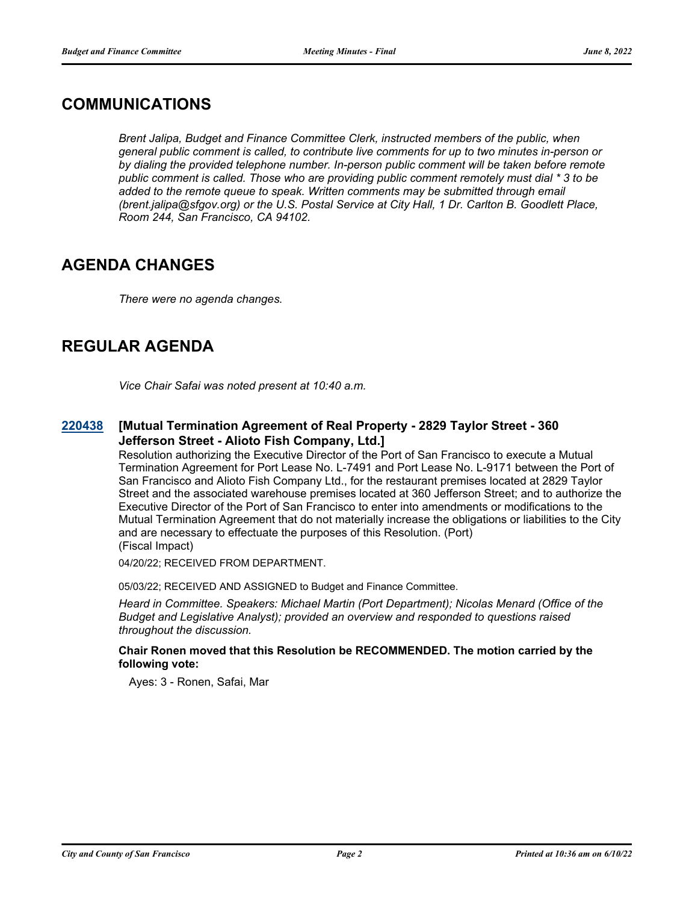## COMMUNICATIONS

*Brent Jalipa, Budget and Finance Committee Clerk, instructed members of the public, when general public comment is called, to contribute live comments for up to two minutes in-person or by dialing the provided telephone number. In-person public comment will be taken before remote public comment is called. Those who are providing public comment remotely must dial * 3 to be added to the remote queue to speak. Written comments may be submitted through email (brent.jalipa@sfgov.org) or the U.S. Postal Service at City Hall, 1 Dr. Carlton B. Goodlett Place, Room 244, San Francisco, CA 94102.*

## AGENDA CHANGES

*There were no agenda changes.*

## REGULAR AGENDA

*Vice Chair Safai was noted present at 10:40 a.m.*

**220438 [Mutual Termination Agreement of Real Property - 2829 Taylor Street - 360 Jefferson Street - Alioto Fish Company, Ltd.]**

Resolution authorizing the Executive Director of the Port of San Francisco to execute a Mutual Termination Agreement for Port Lease No. L-7491 and Port Lease No. L-9171 between the Port of San Francisco and Alioto Fish Company Ltd., for the restaurant premises located at 2829 Taylor Street and the associated warehouse premises located at 360 Jefferson Street; and to authorize the Executive Director of the Port of San Francisco to enter into amendments or modifications to the Mutual Termination Agreement that do not materially increase the obligations or liabilities to the City and are necessary to effectuate the purposes of this Resolution. (Port)
(Fiscal Impact)

04/20/22; RECEIVED FROM DEPARTMENT.

05/03/22; RECEIVED AND ASSIGNED to Budget and Finance Committee.

*Heard in Committee. Speakers: Michael Martin (Port Department); Nicolas Menard (Office of the Budget and Legislative Analyst); provided an overview and responded to questions raised throughout the discussion.*

**Chair Ronen moved that this Resolution be RECOMMENDED. The motion carried by the following vote:**

Ayes: 3 - Ronen, Safai, Mar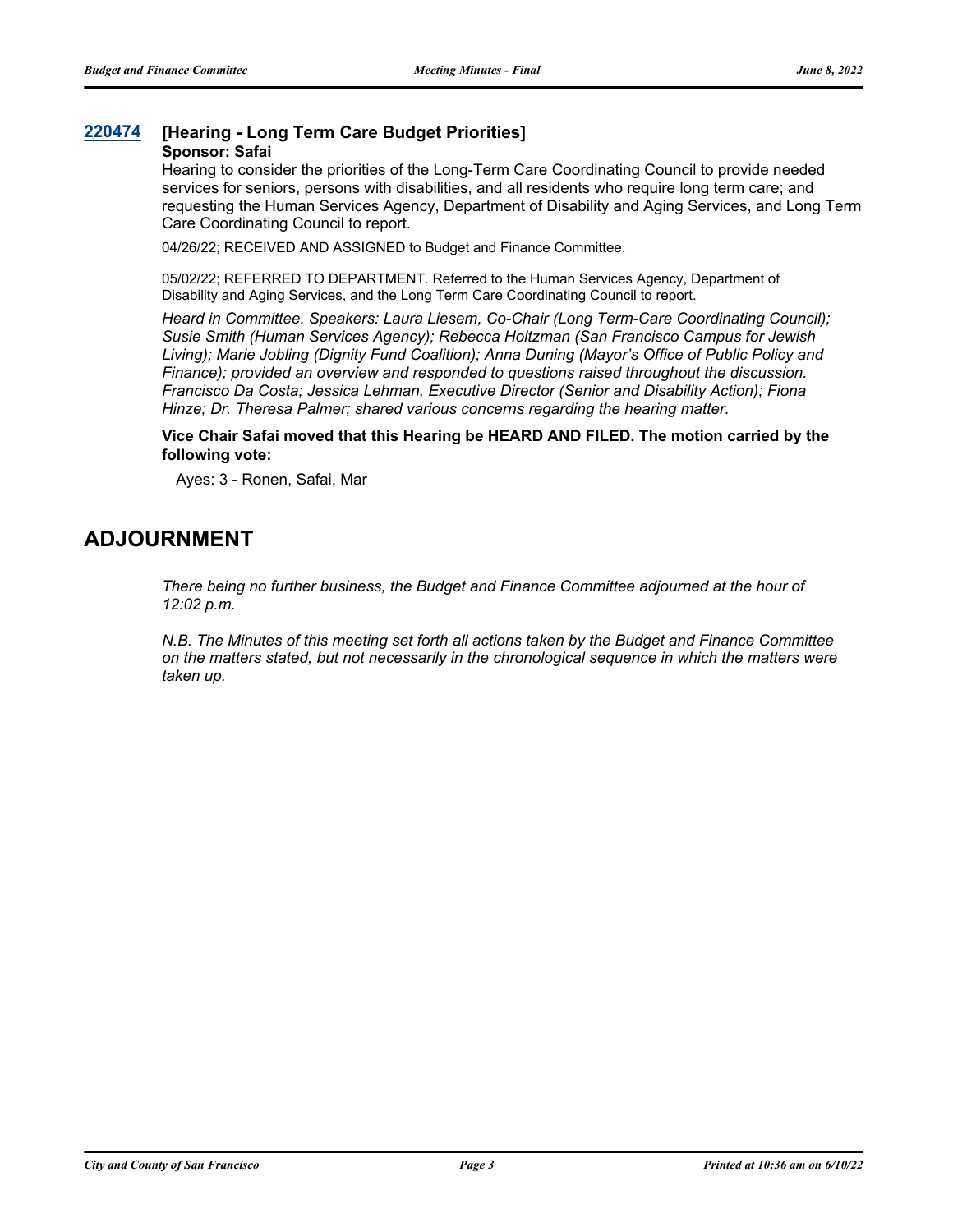**[220474](220474) [Hearing - Long Term Care Budget Priorities]**
**Sponsor: Safai**

Hearing to consider the priorities of the Long-Term Care Coordinating Council to provide needed services for seniors, persons with disabilities, and all residents who require long term care; and requesting the Human Services Agency, Department of Disability and Aging Services, and Long Term Care Coordinating Council to report.

04/26/22; RECEIVED AND ASSIGNED to Budget and Finance Committee.

05/02/22; REFERRED TO DEPARTMENT. Referred to the Human Services Agency, Department of Disability and Aging Services, and the Long Term Care Coordinating Council to report.

*Heard in Committee. Speakers: Laura Liesem, Co-Chair (Long Term-Care Coordinating Council); Susie Smith (Human Services Agency); Rebecca Holtzman (San Francisco Campus for Jewish Living); Marie Jobling (Dignity Fund Coalition); Anna Duning (Mayor's Office of Public Policy and Finance); provided an overview and responded to questions raised throughout the discussion. Francisco Da Costa; Jessica Lehman, Executive Director (Senior and Disability Action); Fiona Hinze; Dr. Theresa Palmer; shared various concerns regarding the hearing matter.*

**Vice Chair Safai moved that this Hearing be HEARD AND FILED. The motion carried by the following vote:**

Ayes: 3 - Ronen, Safai, Mar

# ADJOURNMENT

*There being no further business, the Budget and Finance Committee adjourned at the hour of 12:02 p.m.*

*N.B. The Minutes of this meeting set forth all actions taken by the Budget and Finance Committee on the matters stated, but not necessarily in the chronological sequence in which the matters were taken up.*